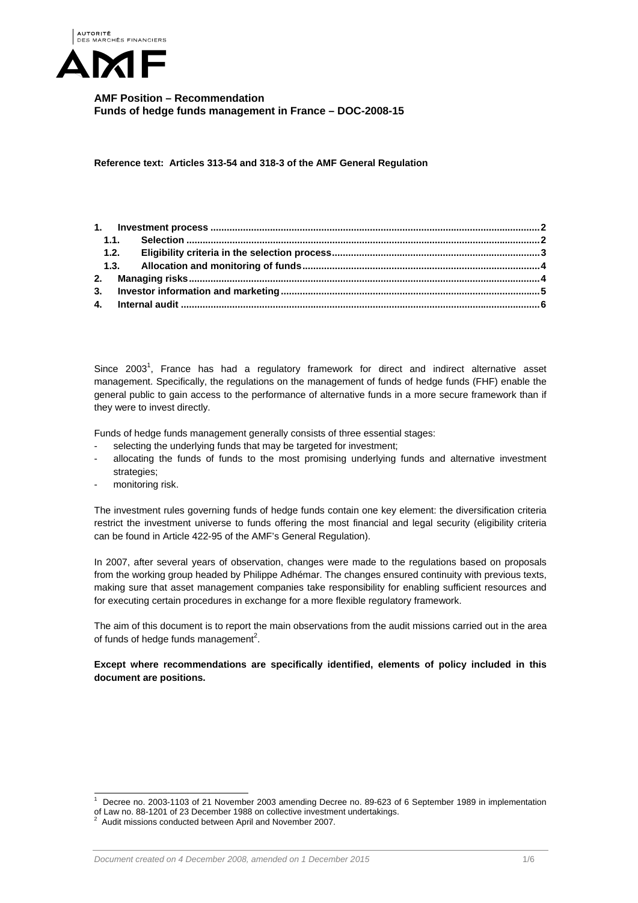**AMF Position – Recommendation**
**Funds of hedge funds management in France – DOC-2008-15**

**Reference text: Articles 313-54 and 318-3 of the AMF General Regulation**

1. Investment process ........ 2
   - 1.1. Selection ........ 2
   - 1.2. Eligibility criteria in the selection process ........ 3
   - 1.3. Allocation and monitoring of funds ........ 4
2. Managing risks ........ 4
3. Investor information and marketing ........ 5
4. Internal audit ........ 6

Since 2003[1], France has had a regulatory framework for direct and indirect alternative asset management. Specifically, the regulations on the management of funds of hedge funds (FHF) enable the general public to gain access to the performance of alternative funds in a more secure framework than if they were to invest directly.

Funds of hedge funds management generally consists of three essential stages:

- selecting the underlying funds that may be targeted for investment;
- allocating the funds of funds to the most promising underlying funds and alternative investment strategies;
- monitoring risk.

The investment rules governing funds of hedge funds contain one key element: the diversification criteria restrict the investment universe to funds offering the most financial and legal security (eligibility criteria can be found in Article 422-95 of the AMF's General Regulation).

In 2007, after several years of observation, changes were made to the regulations based on proposals from the working group headed by Philippe Adhémar. The changes ensured continuity with previous texts, making sure that asset management companies take responsibility for enabling sufficient resources and for executing certain procedures in exchange for a more flexible regulatory framework.

The aim of this document is to report the main observations from the audit missions carried out in the area of funds of hedge funds management[2].

**Except where recommendations are specifically identified, elements of policy included in this document are positions.**

---

[1] Decree no. 2003-1103 of 21 November 2003 amending Decree no. 89-623 of 6 September 1989 in implementation of Law no. 88-1201 of 23 December 1988 on collective investment undertakings.

[2] Audit missions conducted between April and November 2007.

*Document created on 4 December 2008, amended on 1 December 2015*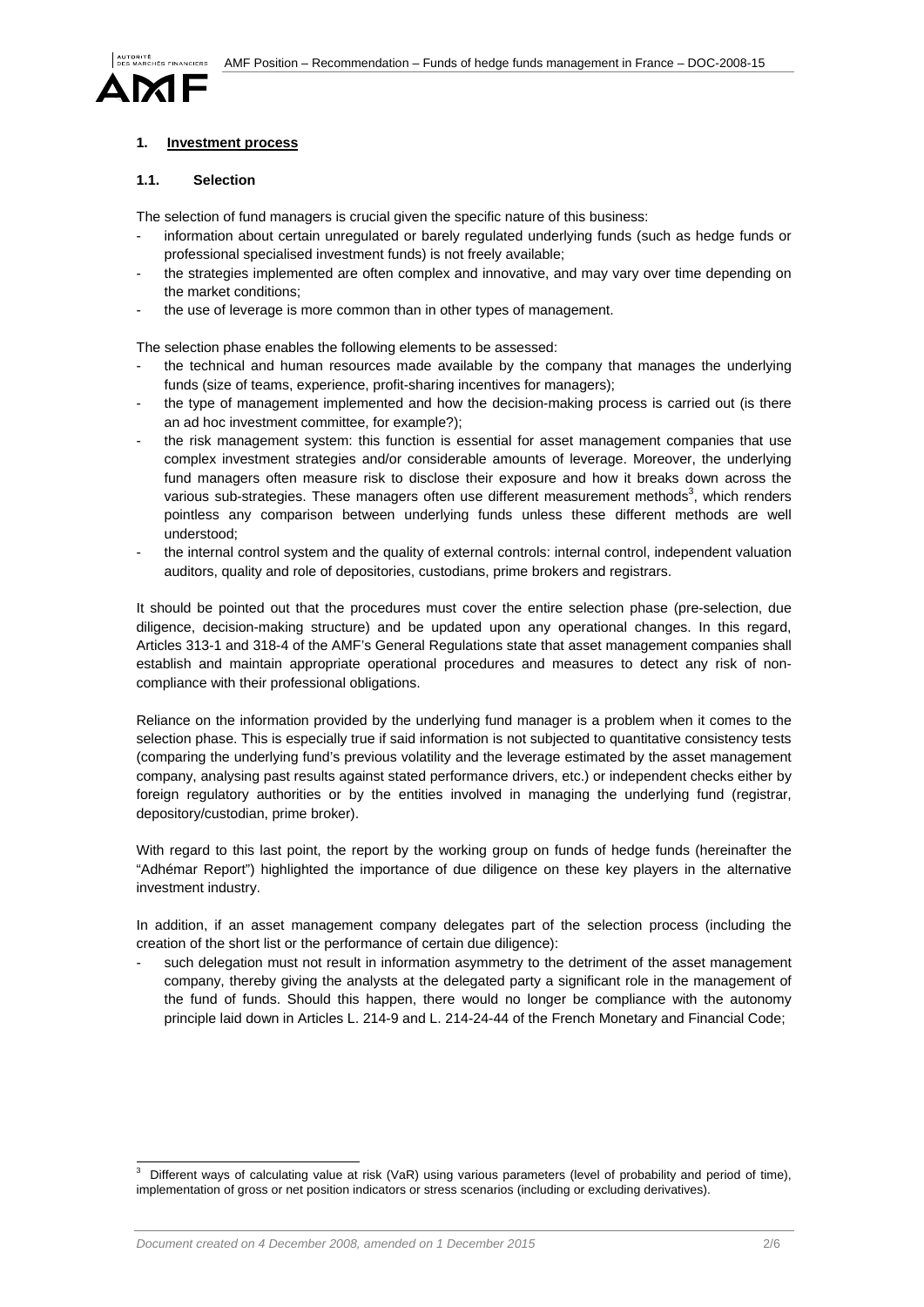## 1. Investment process

### 1.1. Selection

The selection of fund managers is crucial given the specific nature of this business:

- information about certain unregulated or barely regulated underlying funds (such as hedge funds or professional specialised investment funds) is not freely available;
- the strategies implemented are often complex and innovative, and may vary over time depending on the market conditions;
- the use of leverage is more common than in other types of management.

The selection phase enables the following elements to be assessed:

- the technical and human resources made available by the company that manages the underlying funds (size of teams, experience, profit-sharing incentives for managers);
- the type of management implemented and how the decision-making process is carried out (is there an ad hoc investment committee, for example?);
- the risk management system: this function is essential for asset management companies that use complex investment strategies and/or considerable amounts of leverage. Moreover, the underlying fund managers often measure risk to disclose their exposure and how it breaks down across the various sub-strategies. These managers often use different measurement methods[3], which renders pointless any comparison between underlying funds unless these different methods are well understood;
- the internal control system and the quality of external controls: internal control, independent valuation auditors, quality and role of depositories, custodians, prime brokers and registrars.

It should be pointed out that the procedures must cover the entire selection phase (pre-selection, due diligence, decision-making structure) and be updated upon any operational changes. In this regard, Articles 313-1 and 318-4 of the AMF's General Regulations state that asset management companies shall establish and maintain appropriate operational procedures and measures to detect any risk of non-compliance with their professional obligations.

Reliance on the information provided by the underlying fund manager is a problem when it comes to the selection phase. This is especially true if said information is not subjected to quantitative consistency tests (comparing the underlying fund's previous volatility and the leverage estimated by the asset management company, analysing past results against stated performance drivers, etc.) or independent checks either by foreign regulatory authorities or by the entities involved in managing the underlying fund (registrar, depository/custodian, prime broker).

With regard to this last point, the report by the working group on funds of hedge funds (hereinafter the "Adhémar Report") highlighted the importance of due diligence on these key players in the alternative investment industry.

In addition, if an asset management company delegates part of the selection process (including the creation of the short list or the performance of certain due diligence):

- such delegation must not result in information asymmetry to the detriment of the asset management company, thereby giving the analysts at the delegated party a significant role in the management of the fund of funds. Should this happen, there would no longer be compliance with the autonomy principle laid down in Articles L. 214-9 and L. 214-24-44 of the French Monetary and Financial Code;

---

[3] Different ways of calculating value at risk (VaR) using various parameters (level of probability and period of time), implementation of gross or net position indicators or stress scenarios (including or excluding derivatives).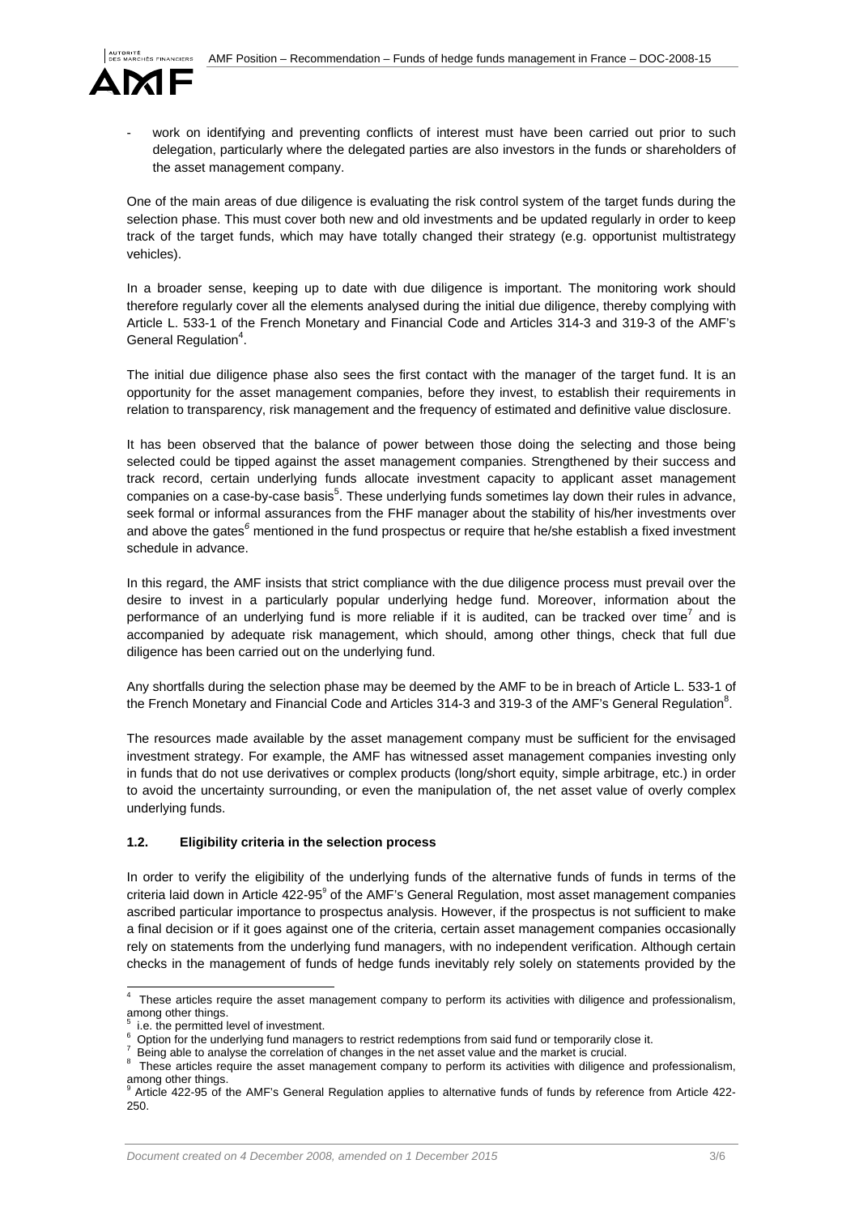- work on identifying and preventing conflicts of interest must have been carried out prior to such delegation, particularly where the delegated parties are also investors in the funds or shareholders of the asset management company.

One of the main areas of due diligence is evaluating the risk control system of the target funds during the selection phase. This must cover both new and old investments and be updated regularly in order to keep track of the target funds, which may have totally changed their strategy (e.g. opportunist multistrategy vehicles).

In a broader sense, keeping up to date with due diligence is important. The monitoring work should therefore regularly cover all the elements analysed during the initial due diligence, thereby complying with Article L. 533-1 of the French Monetary and Financial Code and Articles 314-3 and 319-3 of the AMF's General Regulation[4].

The initial due diligence phase also sees the first contact with the manager of the target fund. It is an opportunity for the asset management companies, before they invest, to establish their requirements in relation to transparency, risk management and the frequency of estimated and definitive value disclosure.

It has been observed that the balance of power between those doing the selecting and those being selected could be tipped against the asset management companies. Strengthened by their success and track record, certain underlying funds allocate investment capacity to applicant asset management companies on a case-by-case basis[5]. These underlying funds sometimes lay down their rules in advance, seek formal or informal assurances from the FHF manager about the stability of his/her investments over and above the gates[6] mentioned in the fund prospectus or require that he/she establish a fixed investment schedule in advance.

In this regard, the AMF insists that strict compliance with the due diligence process must prevail over the desire to invest in a particularly popular underlying hedge fund. Moreover, information about the performance of an underlying fund is more reliable if it is audited, can be tracked over time[7] and is accompanied by adequate risk management, which should, among other things, check that full due diligence has been carried out on the underlying fund.

Any shortfalls during the selection phase may be deemed by the AMF to be in breach of Article L. 533-1 of the French Monetary and Financial Code and Articles 314-3 and 319-3 of the AMF's General Regulation[8].

The resources made available by the asset management company must be sufficient for the envisaged investment strategy. For example, the AMF has witnessed asset management companies investing only in funds that do not use derivatives or complex products (long/short equity, simple arbitrage, etc.) in order to avoid the uncertainty surrounding, or even the manipulation of, the net asset value of overly complex underlying funds.

### 1.2. Eligibility criteria in the selection process

In order to verify the eligibility of the underlying funds of the alternative funds of funds in terms of the criteria laid down in Article 422-95[9] of the AMF's General Regulation, most asset management companies ascribed particular importance to prospectus analysis. However, if the prospectus is not sufficient to make a final decision or if it goes against one of the criteria, certain asset management companies occasionally rely on statements from the underlying fund managers, with no independent verification. Although certain checks in the management of funds of hedge funds inevitably rely solely on statements provided by the

---

[4] These articles require the asset management company to perform its activities with diligence and professionalism, among other things.

[5] i.e. the permitted level of investment.

[6] Option for the underlying fund managers to restrict redemptions from said fund or temporarily close it.

[7] Being able to analyse the correlation of changes in the net asset value and the market is crucial.

[8] These articles require the asset management company to perform its activities with diligence and professionalism, among other things.

[9] Article 422-95 of the AMF's General Regulation applies to alternative funds of funds by reference from Article 422-250.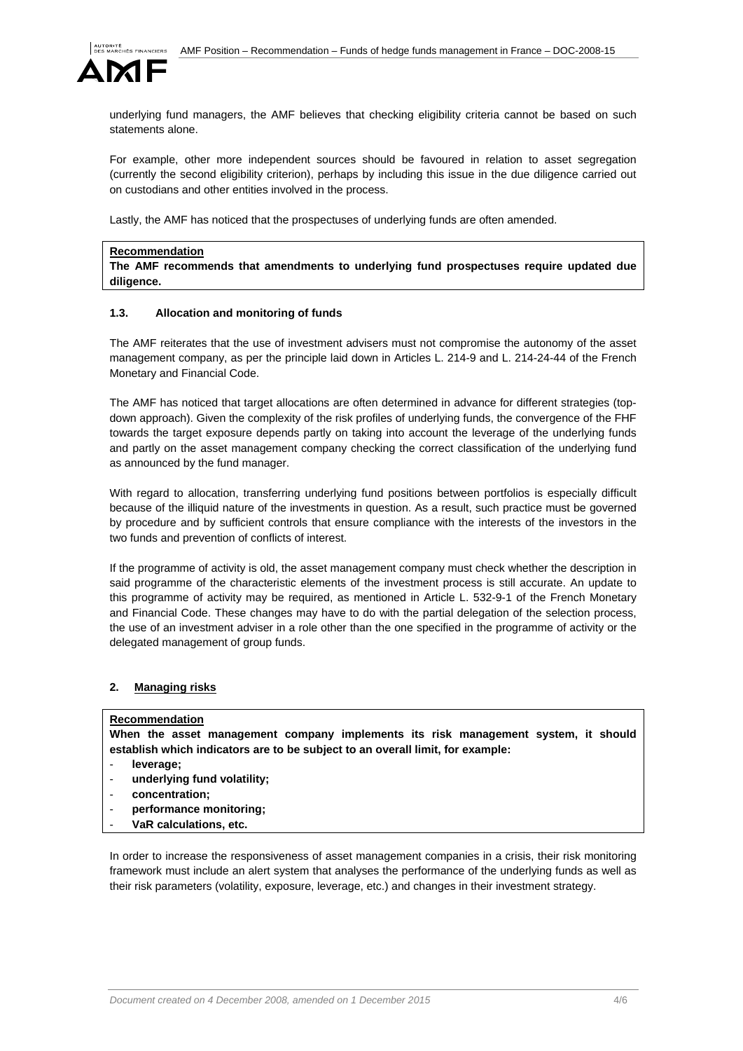underlying fund managers, the AMF believes that checking eligibility criteria cannot be based on such statements alone.

For example, other more independent sources should be favoured in relation to asset segregation (currently the second eligibility criterion), perhaps by including this issue in the due diligence carried out on custodians and other entities involved in the process.

Lastly, the AMF has noticed that the prospectuses of underlying funds are often amended.

**Recommendation**

**The AMF recommends that amendments to underlying fund prospectuses require updated due diligence.**

### 1.3. Allocation and monitoring of funds

The AMF reiterates that the use of investment advisers must not compromise the autonomy of the asset management company, as per the principle laid down in Articles L. 214-9 and L. 214-24-44 of the French Monetary and Financial Code.

The AMF has noticed that target allocations are often determined in advance for different strategies (top-down approach). Given the complexity of the risk profiles of underlying funds, the convergence of the FHF towards the target exposure depends partly on taking into account the leverage of the underlying funds and partly on the asset management company checking the correct classification of the underlying fund as announced by the fund manager.

With regard to allocation, transferring underlying fund positions between portfolios is especially difficult because of the illiquid nature of the investments in question. As a result, such practice must be governed by procedure and by sufficient controls that ensure compliance with the interests of the investors in the two funds and prevention of conflicts of interest.

If the programme of activity is old, the asset management company must check whether the description in said programme of the characteristic elements of the investment process is still accurate. An update to this programme of activity may be required, as mentioned in Article L. 532-9-1 of the French Monetary and Financial Code. These changes may have to do with the partial delegation of the selection process, the use of an investment adviser in a role other than the one specified in the programme of activity or the delegated management of group funds.

## 2. Managing risks

**Recommendation**

**When the asset management company implements its risk management system, it should establish which indicators are to be subject to an overall limit, for example:**

- **leverage;**
- **underlying fund volatility;**
- **concentration;**
- **performance monitoring;**
- **VaR calculations, etc.**

In order to increase the responsiveness of asset management companies in a crisis, their risk monitoring framework must include an alert system that analyses the performance of the underlying funds as well as their risk parameters (volatility, exposure, leverage, etc.) and changes in their investment strategy.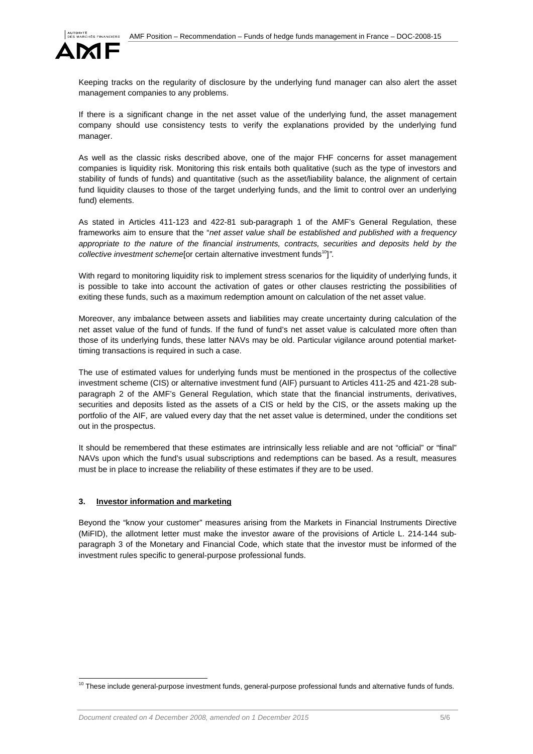Keeping tracks on the regularity of disclosure by the underlying fund manager can also alert the asset management companies to any problems.

If there is a significant change in the net asset value of the underlying fund, the asset management company should use consistency tests to verify the explanations provided by the underlying fund manager.

As well as the classic risks described above, one of the major FHF concerns for asset management companies is liquidity risk. Monitoring this risk entails both qualitative (such as the type of investors and stability of funds of funds) and quantitative (such as the asset/liability balance, the alignment of certain fund liquidity clauses to those of the target underlying funds, and the limit to control over an underlying fund) elements.

As stated in Articles 411-123 and 422-81 sub-paragraph 1 of the AMF's General Regulation, these frameworks aim to ensure that the "*net asset value shall be established and published with a frequency appropriate to the nature of the financial instruments, contracts, securities and deposits held by the collective investment scheme*[or certain alternative investment funds[10]]".

With regard to monitoring liquidity risk to implement stress scenarios for the liquidity of underlying funds, it is possible to take into account the activation of gates or other clauses restricting the possibilities of exiting these funds, such as a maximum redemption amount on calculation of the net asset value.

Moreover, any imbalance between assets and liabilities may create uncertainty during calculation of the net asset value of the fund of funds. If the fund of fund's net asset value is calculated more often than those of its underlying funds, these latter NAVs may be old. Particular vigilance around potential market-timing transactions is required in such a case.

The use of estimated values for underlying funds must be mentioned in the prospectus of the collective investment scheme (CIS) or alternative investment fund (AIF) pursuant to Articles 411-25 and 421-28 sub-paragraph 2 of the AMF's General Regulation, which state that the financial instruments, derivatives, securities and deposits listed as the assets of a CIS or held by the CIS, or the assets making up the portfolio of the AIF, are valued every day that the net asset value is determined, under the conditions set out in the prospectus.

It should be remembered that these estimates are intrinsically less reliable and are not "official" or "final" NAVs upon which the fund's usual subscriptions and redemptions can be based. As a result, measures must be in place to increase the reliability of these estimates if they are to be used.

### 3. Investor information and marketing

Beyond the "know your customer" measures arising from the Markets in Financial Instruments Directive (MiFID), the allotment letter must make the investor aware of the provisions of Article L. 214-144 sub-paragraph 3 of the Monetary and Financial Code, which state that the investor must be informed of the investment rules specific to general-purpose professional funds.

[10] These include general-purpose investment funds, general-purpose professional funds and alternative funds of funds.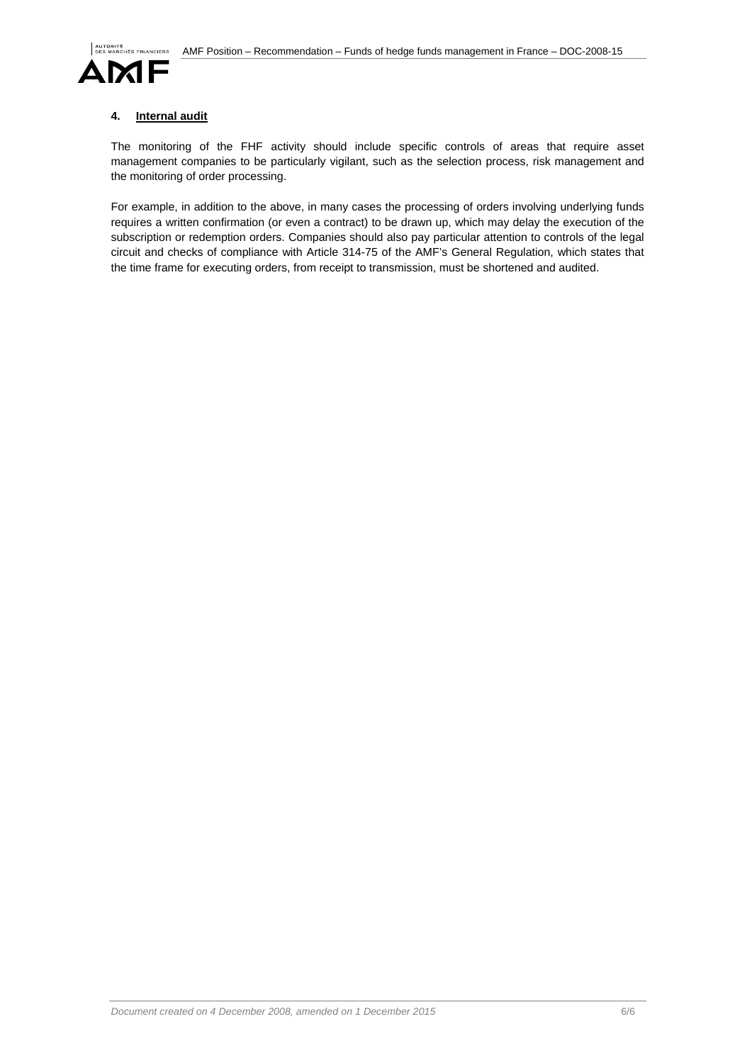## 4. Internal audit

The monitoring of the FHF activity should include specific controls of areas that require asset management companies to be particularly vigilant, such as the selection process, risk management and the monitoring of order processing.

For example, in addition to the above, in many cases the processing of orders involving underlying funds requires a written confirmation (or even a contract) to be drawn up, which may delay the execution of the subscription or redemption orders. Companies should also pay particular attention to controls of the legal circuit and checks of compliance with Article 314-75 of the AMF's General Regulation, which states that the time frame for executing orders, from receipt to transmission, must be shortened and audited.